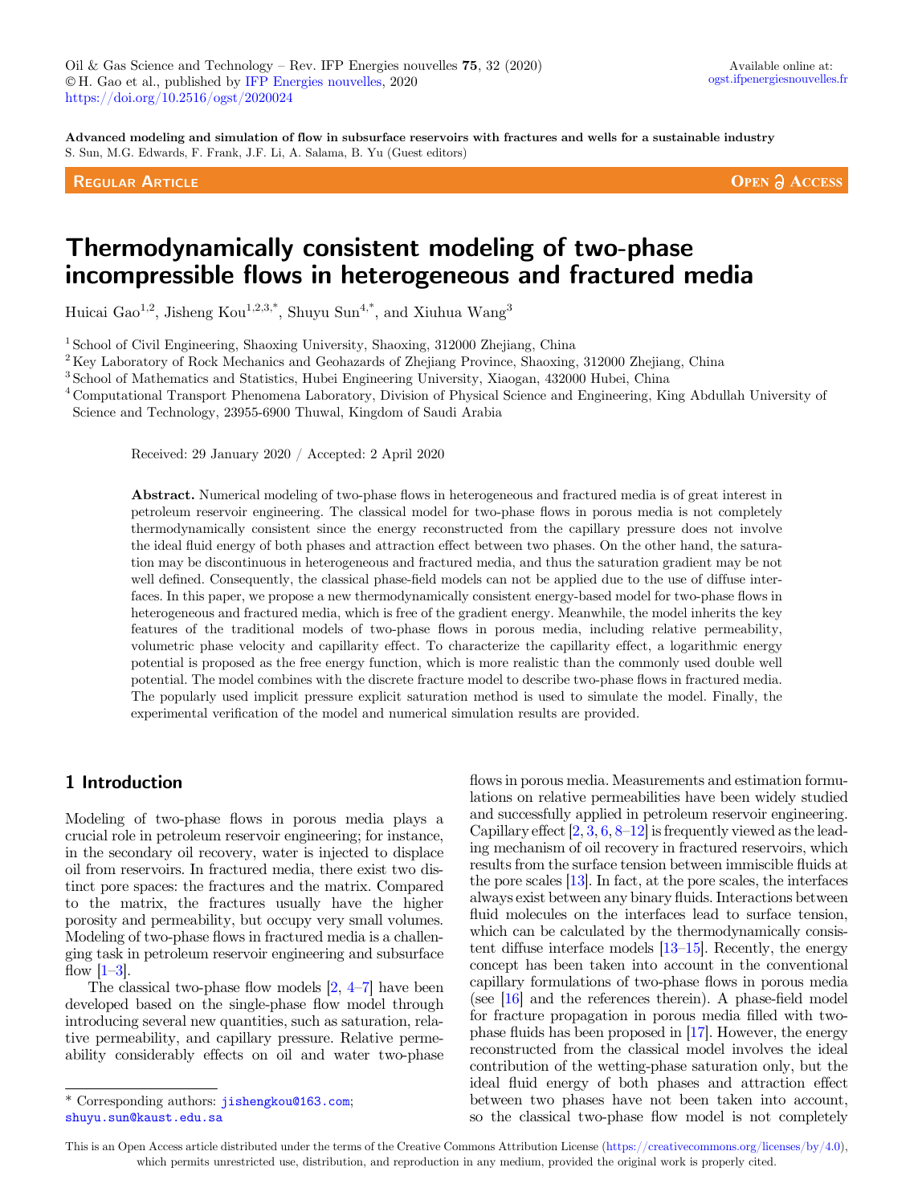Advanced modeling and simulation of flow in subsurface reservoirs with fractures and wells for a sustainable industry
S. Sun, M.G. Edwards, F. Frank, J.F. Li, A. Salama, B. Yu (Guest editors)

REGULAR ARTICLE

OPEN ACCESS

# Thermodynamically consistent modeling of two-phase incompressible flows in heterogeneous and fractured media

Huicai Gao[1,2], Jisheng Kou[1,2,3,*], Shuyu Sun[4,*], and Xiuhua Wang[3]

[1] School of Civil Engineering, Shaoxing University, Shaoxing, 312000 Zhejiang, China
[2] Key Laboratory of Rock Mechanics and Geohazards of Zhejiang Province, Shaoxing, 312000 Zhejiang, China
[3] School of Mathematics and Statistics, Hubei Engineering University, Xiaogan, 432000 Hubei, China
[4] Computational Transport Phenomena Laboratory, Division of Physical Science and Engineering, King Abdullah University of Science and Technology, 23955-6900 Thuwal, Kingdom of Saudi Arabia

Received: 29 January 2020 / Accepted: 2 April 2020

**Abstract.** Numerical modeling of two-phase flows in heterogeneous and fractured media is of great interest in petroleum reservoir engineering. The classical model for two-phase flows in porous media is not completely thermodynamically consistent since the energy reconstructed from the capillary pressure does not involve the ideal fluid energy of both phases and attraction effect between two phases. On the other hand, the saturation may be discontinuous in heterogeneous and fractured media, and thus the saturation gradient may be not well defined. Consequently, the classical phase-field models can not be applied due to the use of diffuse interfaces. In this paper, we propose a new thermodynamically consistent energy-based model for two-phase flows in heterogeneous and fractured media, which is free of the gradient energy. Meanwhile, the model inherits the key features of the traditional models of two-phase flows in porous media, including relative permeability, volumetric phase velocity and capillarity effect. To characterize the capillarity effect, a logarithmic energy potential is proposed as the free energy function, which is more realistic than the commonly used double well potential. The model combines with the discrete fracture model to describe two-phase flows in fractured media. The popularly used implicit pressure explicit saturation method is used to simulate the model. Finally, the experimental verification of the model and numerical simulation results are provided.

## 1 Introduction

Modeling of two-phase flows in porous media plays a crucial role in petroleum reservoir engineering; for instance, in the secondary oil recovery, water is injected to displace oil from reservoirs. In fractured media, there exist two distinct pore spaces: the fractures and the matrix. Compared to the matrix, the fractures usually have the higher porosity and permeability, but occupy very small volumes. Modeling of two-phase flows in fractured media is a challenging task in petroleum reservoir engineering and subsurface flow [1–3].

The classical two-phase flow models [2, 4–7] have been developed based on the single-phase flow model through introducing several new quantities, such as saturation, relative permeability, and capillary pressure. Relative permeability considerably effects on oil and water two-phase flows in porous media. Measurements and estimation formulations on relative permeabilities have been widely studied and successfully applied in petroleum reservoir engineering. Capillary effect [2, 3, 6, 8–12] is frequently viewed as the leading mechanism of oil recovery in fractured reservoirs, which results from the surface tension between immiscible fluids at the pore scales [13]. In fact, at the pore scales, the interfaces always exist between any binary fluids. Interactions between fluid molecules on the interfaces lead to surface tension, which can be calculated by the thermodynamically consistent diffuse interface models [13–15]. Recently, the energy concept has been taken into account in the conventional capillary formulations of two-phase flows in porous media (see [16] and the references therein). A phase-field model for fracture propagation in porous media filled with two-phase fluids has been proposed in [17]. However, the energy reconstructed from the classical model involves the ideal contribution of the wetting-phase saturation only, but the ideal fluid energy of both phases and attraction effect between two phases have not been taken into account, so the classical two-phase flow model is not completely

\* Corresponding authors: jishengkou@163.com; shuyu.sun@kaust.edu.sa

This is an Open Access article distributed under the terms of the Creative Commons Attribution License (https://creativecommons.org/licenses/by/4.0), which permits unrestricted use, distribution, and reproduction in any medium, provided the original work is properly cited.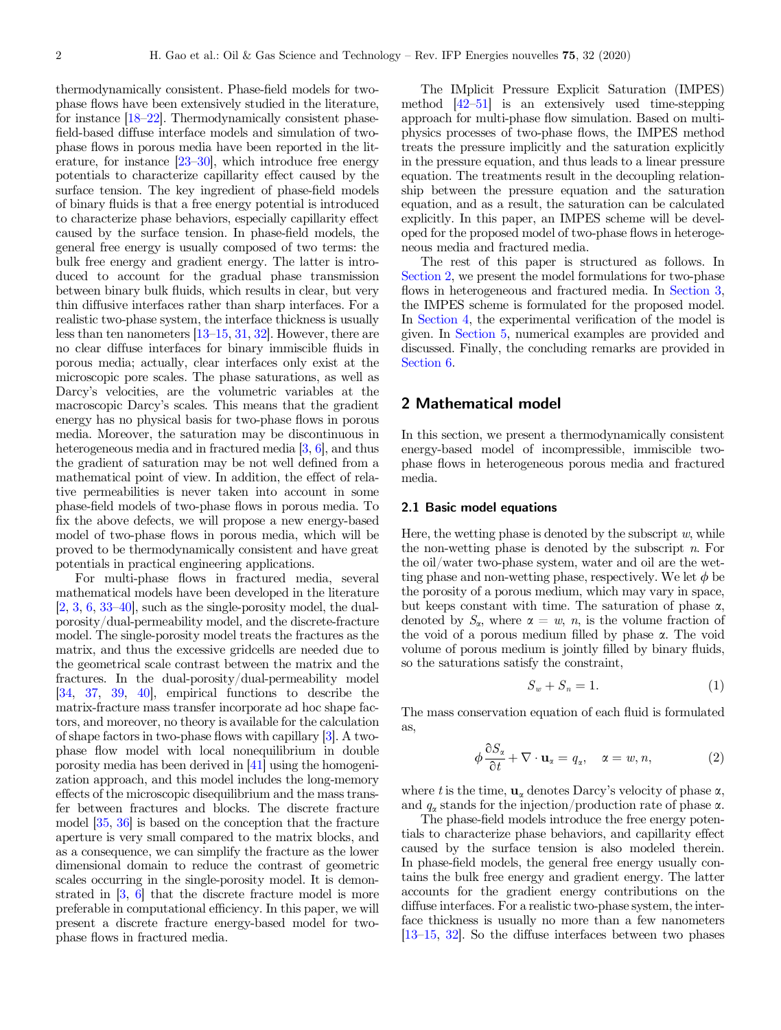thermodynamically consistent. Phase-field models for two-phase flows have been extensively studied in the literature, for instance [18–22]. Thermodynamically consistent phase-field-based diffuse interface models and simulation of two-phase flows in porous media have been reported in the literature, for instance [23–30], which introduce free energy potentials to characterize capillarity effect caused by the surface tension. The key ingredient of phase-field models of binary fluids is that a free energy potential is introduced to characterize phase behaviors, especially capillarity effect caused by the surface tension. In phase-field models, the general free energy is usually composed of two terms: the bulk free energy and gradient energy. The latter is introduced to account for the gradual phase transmission between binary bulk fluids, which results in clear, but very thin diffusive interfaces rather than sharp interfaces. For a realistic two-phase system, the interface thickness is usually less than ten nanometers [13–15, 31, 32]. However, there are no clear diffuse interfaces for binary immiscible fluids in porous media; actually, clear interfaces only exist at the microscopic pore scales. The phase saturations, as well as Darcy's velocities, are the volumetric variables at the macroscopic Darcy's scales. This means that the gradient energy has no physical basis for two-phase flows in porous media. Moreover, the saturation may be discontinuous in heterogeneous media and in fractured media [3, 6], and thus the gradient of saturation may be not well defined from a mathematical point of view. In addition, the effect of relative permeabilities is never taken into account in some phase-field models of two-phase flows in porous media. To fix the above defects, we will propose a new energy-based model of two-phase flows in porous media, which will be proved to be thermodynamically consistent and have great potentials in practical engineering applications.

For multi-phase flows in fractured media, several mathematical models have been developed in the literature [2, 3, 6, 33–40], such as the single-porosity model, the dual-porosity/dual-permeability model, and the discrete-fracture model. The single-porosity model treats the fractures as the matrix, and thus the excessive gridcells are needed due to the geometrical scale contrast between the matrix and the fractures. In the dual-porosity/dual-permeability model [34, 37, 39, 40], empirical functions to describe the matrix-fracture mass transfer incorporate ad hoc shape factors, and moreover, no theory is available for the calculation of shape factors in two-phase flows with capillary [3]. A two-phase flow model with local nonequilibrium in double porosity media has been derived in [41] using the homogenization approach, and this model includes the long-memory effects of the microscopic disequilibrium and the mass transfer between fractures and blocks. The discrete fracture model [35, 36] is based on the conception that the fracture aperture is very small compared to the matrix blocks, and as a consequence, we can simplify the fracture as the lower dimensional domain to reduce the contrast of geometric scales occurring in the single-porosity model. It is demonstrated in [3, 6] that the discrete fracture model is more preferable in computational efficiency. In this paper, we will present a discrete fracture energy-based model for two-phase flows in fractured media.

The IMplicit Pressure Explicit Saturation (IMPES) method [42–51] is an extensively used time-stepping approach for multi-phase flow simulation. Based on multiphysics processes of two-phase flows, the IMPES method treats the pressure implicitly and the saturation explicitly in the pressure equation, and thus leads to a linear pressure equation. The treatments result in the decoupling relationship between the pressure equation and the saturation equation, and as a result, the saturation can be calculated explicitly. In this paper, an IMPES scheme will be developed for the proposed model of two-phase flows in heterogeneous media and fractured media.

The rest of this paper is structured as follows. In Section 2, we present the model formulations for two-phase flows in heterogeneous and fractured media. In Section 3, the IMPES scheme is formulated for the proposed model. In Section 4, the experimental verification of the model is given. In Section 5, numerical examples are provided and discussed. Finally, the concluding remarks are provided in Section 6.

## 2 Mathematical model

In this section, we present a thermodynamically consistent energy-based model of incompressible, immiscible two-phase flows in heterogeneous porous media and fractured media.

### 2.1 Basic model equations

Here, the wetting phase is denoted by the subscript $w$, while the non-wetting phase is denoted by the subscript $n$. For the oil/water two-phase system, water and oil are the wetting phase and non-wetting phase, respectively. We let $\phi$ be the porosity of a porous medium, which may vary in space, but keeps constant with time. The saturation of phase $\alpha$, denoted by $S_\alpha$, where $\alpha = w, n$, is the volume fraction of the void of a porous medium filled by phase $\alpha$. The void volume of porous medium is jointly filled by binary fluids, so the saturations satisfy the constraint,

$$S_w + S_n = 1. \tag{1}$$

The mass conservation equation of each fluid is formulated as,

$$\phi \frac{\partial S_\alpha}{\partial t} + \nabla \cdot \mathbf{u}_\alpha = q_\alpha, \quad \alpha = w, n, \tag{2}$$

where $t$ is the time, $\mathbf{u}_\alpha$ denotes Darcy's velocity of phase $\alpha$, and $q_\alpha$ stands for the injection/production rate of phase $\alpha$.

The phase-field models introduce the free energy potentials to characterize phase behaviors, and capillarity effect caused by the surface tension is also modeled therein. In phase-field models, the general free energy usually contains the bulk free energy and gradient energy. The latter accounts for the gradient energy contributions on the diffuse interfaces. For a realistic two-phase system, the interface thickness is usually no more than a few nanometers [13–15, 32]. So the diffuse interfaces between two phases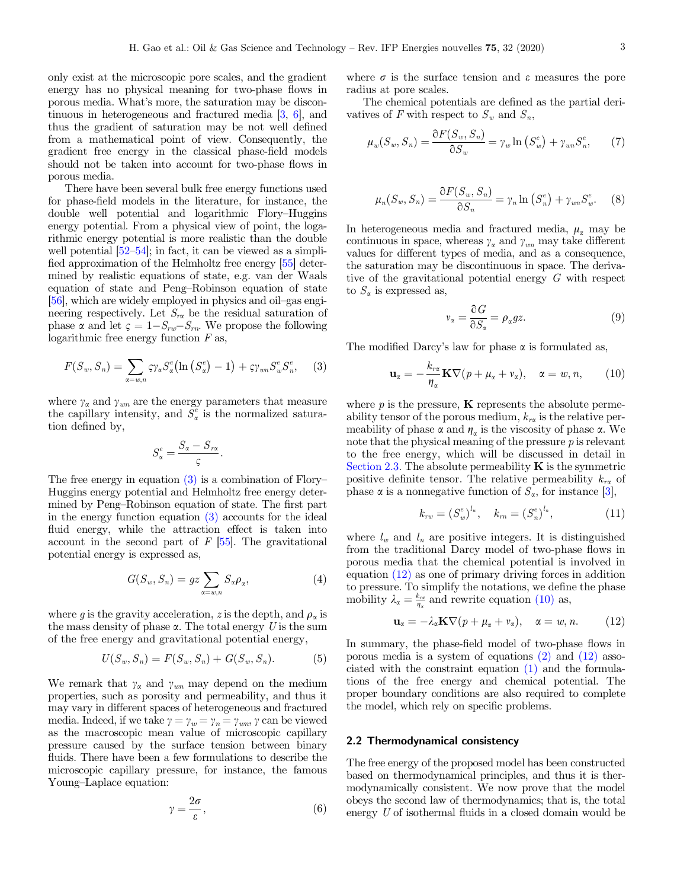only exist at the microscopic pore scales, and the gradient energy has no physical meaning for two-phase flows in porous media. What's more, the saturation may be discontinuous in heterogeneous and fractured media [3, 6], and thus the gradient of saturation may be not well defined from a mathematical point of view. Consequently, the gradient free energy in the classical phase-field models should not be taken into account for two-phase flows in porous media.

There have been several bulk free energy functions used for phase-field models in the literature, for instance, the double well potential and logarithmic Flory–Huggins energy potential. From a physical view of point, the logarithmic energy potential is more realistic than the double well potential [52–54]; in fact, it can be viewed as a simplified approximation of the Helmholtz free energy [55] determined by realistic equations of state, e.g. van der Waals equation of state and Peng–Robinson equation of state [56], which are widely employed in physics and oil–gas engineering respectively. Let $S_{r\alpha}$ be the residual saturation of phase $\alpha$ and let $\varsigma = 1 - S_{rw} - S_{rn}$. We propose the following logarithmic free energy function $F$ as,

$$F(S_w, S_n) = \sum_{\alpha=w,n} \varsigma\gamma_\alpha S^e_\alpha\left(\ln\left(S^e_\alpha\right) - 1\right) + \varsigma\gamma_{wn} S^e_w S^e_n, \quad (3)$$

where $\gamma_\alpha$ and $\gamma_{wn}$ are the energy parameters that measure the capillary intensity, and $S^e_\alpha$ is the normalized saturation defined by,

$$S^e_\alpha = \frac{S_\alpha - S_{r\alpha}}{\varsigma}.$$

The free energy in equation (3) is a combination of Flory–Huggins energy potential and Helmholtz free energy determined by Peng–Robinson equation of state. The first part in the energy function equation (3) accounts for the ideal fluid energy, while the attraction effect is taken into account in the second part of $F$ [55]. The gravitational potential energy is expressed as,

$$G(S_w, S_n) = gz \sum_{\alpha=w,n} S_\alpha \rho_\alpha, \quad (4)$$

where $g$ is the gravity acceleration, $z$ is the depth, and $\rho_\alpha$ is the mass density of phase $\alpha$. The total energy $U$ is the sum of the free energy and gravitational potential energy,

$$U(S_w, S_n) = F(S_w, S_n) + G(S_w, S_n). \quad (5)$$

We remark that $\gamma_\alpha$ and $\gamma_{wn}$ may depend on the medium properties, such as porosity and permeability, and thus it may vary in different spaces of heterogeneous and fractured media. Indeed, if we take $\gamma = \gamma_w = \gamma_n = \gamma_{wn}$, $\gamma$ can be viewed as the macroscopic mean value of microscopic capillary pressure caused by the surface tension between binary fluids. There have been a few formulations to describe the microscopic capillary pressure, for instance, the famous Young–Laplace equation:

$$\gamma = \frac{2\sigma}{\varepsilon}, \quad (6)$$

where $\sigma$ is the surface tension and $\varepsilon$ measures the pore radius at pore scales.

The chemical potentials are defined as the partial derivatives of $F$ with respect to $S_w$ and $S_n$,

$$\mu_w(S_w, S_n) = \frac{\partial F(S_w, S_n)}{\partial S_w} = \gamma_w \ln\left(S^e_w\right) + \gamma_{wn} S^e_n, \quad (7)$$

$$\mu_n(S_w, S_n) = \frac{\partial F(S_w, S_n)}{\partial S_n} = \gamma_n \ln\left(S^e_n\right) + \gamma_{wn} S^e_w. \quad (8)$$

In heterogeneous media and fractured media, $\mu_\alpha$ may be continuous in space, whereas $\gamma_\alpha$ and $\gamma_{wn}$ may take different values for different types of media, and as a consequence, the saturation may be discontinuous in space. The derivative of the gravitational potential energy $G$ with respect to $S_\alpha$ is expressed as,

$$v_\alpha = \frac{\partial G}{\partial S_\alpha} = \rho_\alpha g z. \quad (9)$$

The modified Darcy's law for phase $\alpha$ is formulated as,

$$\mathbf{u}_\alpha = -\frac{k_{r\alpha}}{\eta_\alpha}\mathbf{K}\nabla(p + \mu_\alpha + v_\alpha), \quad \alpha = w, n, \quad (10)$$

where $p$ is the pressure, $\mathbf{K}$ represents the absolute permeability tensor of the porous medium, $k_{r\alpha}$ is the relative permeability of phase $\alpha$ and $\eta_\alpha$ is the viscosity of phase $\alpha$. We note that the physical meaning of the pressure $p$ is relevant to the free energy, which will be discussed in detail in Section 2.3. The absolute permeability $\mathbf{K}$ is the symmetric positive definite tensor. The relative permeability $k_{r\alpha}$ of phase $\alpha$ is a nonnegative function of $S_\alpha$, for instance [3],

$$k_{rw} = \left(S^e_w\right)^{l_w}, \quad k_{rn} = \left(S^e_n\right)^{l_n}, \quad (11)$$

where $l_w$ and $l_n$ are positive integers. It is distinguished from the traditional Darcy model of two-phase flows in porous media that the chemical potential is involved in equation (12) as one of primary driving forces in addition to pressure. To simplify the notations, we define the phase mobility $\lambda_\alpha = \frac{k_{r\alpha}}{\eta_\alpha}$ and rewrite equation (10) as,

$$\mathbf{u}_\alpha = -\lambda_\alpha \mathbf{K}\nabla(p + \mu_\alpha + v_\alpha), \quad \alpha = w, n. \quad (12)$$

In summary, the phase-field model of two-phase flows in porous media is a system of equations (2) and (12) associated with the constraint equation (1) and the formulations of the free energy and chemical potential. The proper boundary conditions are also required to complete the model, which rely on specific problems.

## 2.2 Thermodynamical consistency

The free energy of the proposed model has been constructed based on thermodynamical principles, and thus it is thermodynamically consistent. We now prove that the model obeys the second law of thermodynamics; that is, the total energy $U$ of isothermal fluids in a closed domain would be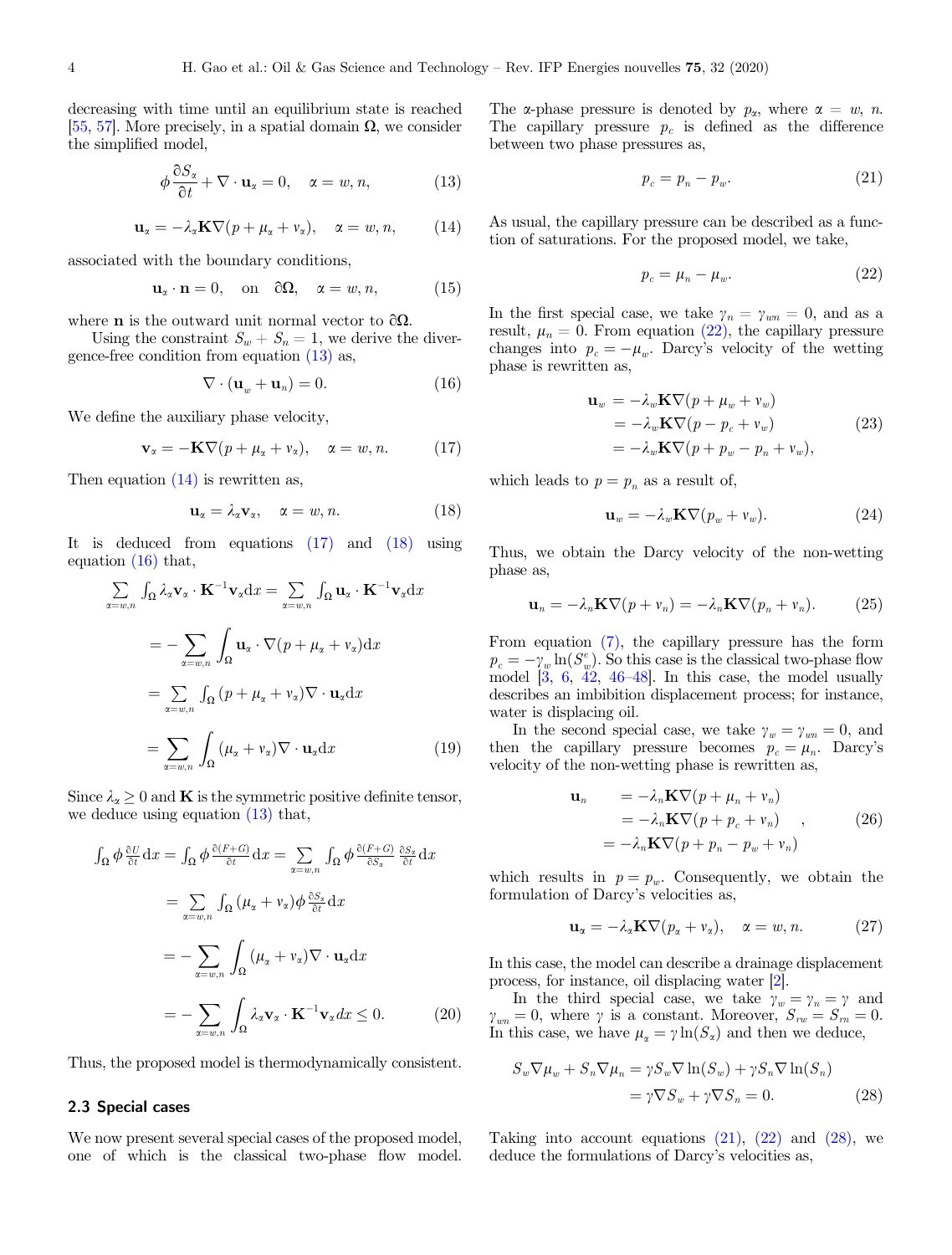decreasing with time until an equilibrium state is reached [55, 57]. More precisely, in a spatial domain $\mathbf{\Omega}$, we consider the simplified model,

$$\phi \frac{\partial S_\alpha}{\partial t} + \nabla \cdot \mathbf{u}_\alpha = 0, \quad \alpha = w, n, \tag{13}$$

$$\mathbf{u}_\alpha = -\lambda_\alpha \mathbf{K} \nabla (p + \mu_\alpha + v_\alpha), \quad \alpha = w, n, \tag{14}$$

associated with the boundary conditions,

$$\mathbf{u}_\alpha \cdot \mathbf{n} = 0, \quad \text{on} \quad \partial\mathbf{\Omega}, \quad \alpha = w, n, \tag{15}$$

where $\mathbf{n}$ is the outward unit normal vector to $\partial\mathbf{\Omega}$.

Using the constraint $S_w + S_n = 1$, we derive the divergence-free condition from equation (13) as,

$$\nabla \cdot (\mathbf{u}_w + \mathbf{u}_n) = 0. \tag{16}$$

We define the auxiliary phase velocity,

$$\mathbf{v}_\alpha = -\mathbf{K} \nabla (p + \mu_\alpha + v_\alpha), \quad \alpha = w, n. \tag{17}$$

Then equation (14) is rewritten as,

$$\mathbf{u}_\alpha = \lambda_\alpha \mathbf{v}_\alpha, \quad \alpha = w, n. \tag{18}$$

It is deduced from equations (17) and (18) using equation (16) that,

$$\begin{aligned}
\sum_{\alpha=w,n} \int_\Omega \lambda_\alpha \mathbf{v}_\alpha \cdot \mathbf{K}^{-1} \mathbf{v}_\alpha \mathrm{d}x &= \sum_{\alpha=w,n} \int_\Omega \mathbf{u}_\alpha \cdot \mathbf{K}^{-1} \mathbf{v}_\alpha \mathrm{d}x \\
&= -\sum_{\alpha=w,n} \int_\Omega \mathbf{u}_\alpha \cdot \nabla (p + \mu_\alpha + v_\alpha) \mathrm{d}x \\
&= \sum_{\alpha=w,n} \int_\Omega (p + \mu_\alpha + v_\alpha) \nabla \cdot \mathbf{u}_\alpha \mathrm{d}x \\
&= \sum_{\alpha=w,n} \int_\Omega (\mu_\alpha + v_\alpha) \nabla \cdot \mathbf{u}_\alpha \mathrm{d}x
\end{aligned} \tag{19}$$

Since $\lambda_\alpha \geq 0$ and $\mathbf{K}$ is the symmetric positive definite tensor, we deduce using equation (13) that,

$$\begin{aligned}
\int_\Omega \phi \frac{\partial U}{\partial t} \mathrm{d}x &= \int_\Omega \phi \frac{\partial (F+G)}{\partial t} \mathrm{d}x = \sum_{\alpha=w,n} \int_\Omega \phi \frac{\partial (F+G)}{\partial S_\alpha} \frac{\partial S_\alpha}{\partial t} \mathrm{d}x \\
&= \sum_{\alpha=w,n} \int_\Omega (\mu_\alpha + v_\alpha) \phi \frac{\partial S_\alpha}{\partial t} \mathrm{d}x \\
&= -\sum_{\alpha=w,n} \int_\Omega (\mu_\alpha + v_\alpha) \nabla \cdot \mathbf{u}_\alpha \mathrm{d}x \\
&= -\sum_{\alpha=w,n} \int_\Omega \lambda_\alpha \mathbf{v}_\alpha \cdot \mathbf{K}^{-1} \mathbf{v}_\alpha dx \leq 0.
\end{aligned} \tag{20}$$

Thus, the proposed model is thermodynamically consistent.

### 2.3 Special cases

We now present several special cases of the proposed model, one of which is the classical two-phase flow model. The $\alpha$-phase pressure is denoted by $p_\alpha$, where $\alpha = w, n$. The capillary pressure $p_c$ is defined as the difference between two phase pressures as,

$$p_c = p_n - p_w. \tag{21}$$

As usual, the capillary pressure can be described as a function of saturations. For the proposed model, we take,

$$p_c = \mu_n - \mu_w. \tag{22}$$

In the first special case, we take $\gamma_n = \gamma_{wn} = 0$, and as a result, $\mu_n = 0$. From equation (22), the capillary pressure changes into $p_c = -\mu_w$. Darcy's velocity of the wetting phase is rewritten as,

$$\begin{aligned}
\mathbf{u}_w &= -\lambda_w \mathbf{K} \nabla (p + \mu_w + v_w) \\
&= -\lambda_w \mathbf{K} \nabla (p - p_c + v_w) \\
&= -\lambda_w \mathbf{K} \nabla (p + p_w - p_n + v_w),
\end{aligned} \tag{23}$$

which leads to $p = p_n$ as a result of,

$$\mathbf{u}_w = -\lambda_w \mathbf{K} \nabla (p_w + v_w). \tag{24}$$

Thus, we obtain the Darcy velocity of the non-wetting phase as,

$$\mathbf{u}_n = -\lambda_n \mathbf{K} \nabla (p + v_n) = -\lambda_n \mathbf{K} \nabla (p_n + v_n). \tag{25}$$

From equation (7), the capillary pressure has the form $p_c = -\gamma_w \ln(S_w^e)$. So this case is the classical two-phase flow model [3, 6, 42, 46–48]. In this case, the model usually describes an imbibition displacement process; for instance, water is displacing oil.

In the second special case, we take $\gamma_w = \gamma_{wn} = 0$, and then the capillary pressure becomes $p_c = \mu_n$. Darcy's velocity of the non-wetting phase is rewritten as,

$$\begin{aligned}
\mathbf{u}_n &= -\lambda_n \mathbf{K} \nabla (p + \mu_n + v_n) \\
&= -\lambda_n \mathbf{K} \nabla (p + p_c + v_n) \\
&= -\lambda_n \mathbf{K} \nabla (p + p_n - p_w + v_n)
\end{aligned}, \tag{26}$$

which results in $p = p_w$. Consequently, we obtain the formulation of Darcy's velocities as,

$$\mathbf{u}_\alpha = -\lambda_\alpha \mathbf{K} \nabla (p_\alpha + v_\alpha), \quad \alpha = w, n. \tag{27}$$

In this case, the model can describe a drainage displacement process, for instance, oil displacing water [2].

In the third special case, we take $\gamma_w = \gamma_n = \gamma$ and $\gamma_{wn} = 0$, where $\gamma$ is a constant. Moreover, $S_{rw} = S_{rn} = 0$. In this case, we have $\mu_\alpha = \gamma \ln(S_\alpha)$ and then we deduce,

$$\begin{aligned}
S_w \nabla \mu_w + S_n \nabla \mu_n &= \gamma S_w \nabla \ln(S_w) + \gamma S_n \nabla \ln(S_n) \\
&= \gamma \nabla S_w + \gamma \nabla S_n = 0.
\end{aligned} \tag{28}$$

Taking into account equations (21), (22) and (28), we deduce the formulations of Darcy's velocities as,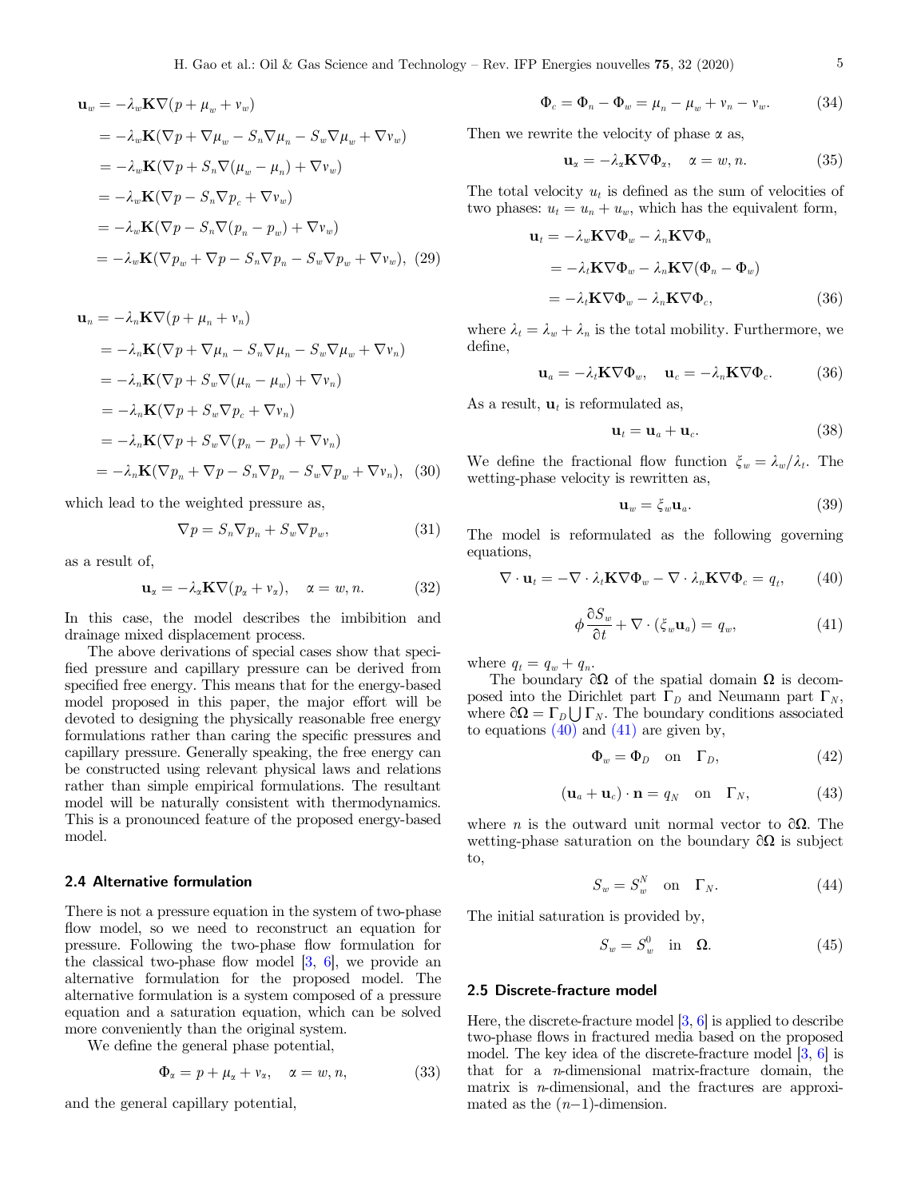$$
\begin{aligned}
\mathbf{u}_w &= -\lambda_w \mathbf{K}\nabla(p + \mu_w + v_w) \\
&= -\lambda_w \mathbf{K}(\nabla p + \nabla \mu_w - S_n \nabla \mu_n - S_w \nabla \mu_w + \nabla v_w) \\
&= -\lambda_w \mathbf{K}(\nabla p + S_n \nabla(\mu_w - \mu_n) + \nabla v_w) \\
&= -\lambda_w \mathbf{K}(\nabla p - S_n \nabla p_c + \nabla v_w) \\
&= -\lambda_w \mathbf{K}(\nabla p - S_n \nabla(p_n - p_w) + \nabla v_w) \\
&= -\lambda_w \mathbf{K}(\nabla p_w + \nabla p - S_n \nabla p_n - S_w \nabla p_w + \nabla v_w), \quad (29)
\end{aligned}
$$

$$
\begin{aligned}
\mathbf{u}_n &= -\lambda_n \mathbf{K}\nabla(p + \mu_n + v_n) \\
&= -\lambda_n \mathbf{K}(\nabla p + \nabla \mu_n - S_n \nabla \mu_n - S_w \nabla \mu_w + \nabla v_n) \\
&= -\lambda_n \mathbf{K}(\nabla p + S_w \nabla(\mu_n - \mu_w) + \nabla v_n) \\
&= -\lambda_n \mathbf{K}(\nabla p + S_w \nabla p_c + \nabla v_n) \\
&= -\lambda_n \mathbf{K}(\nabla p + S_w \nabla(p_n - p_w) + \nabla v_n) \\
&= -\lambda_n \mathbf{K}(\nabla p_n + \nabla p - S_n \nabla p_n - S_w \nabla p_w + \nabla v_n), \quad (30)
\end{aligned}
$$

which lead to the weighted pressure as,

$$
\nabla p = S_n \nabla p_n + S_w \nabla p_w, \quad (31)
$$

as a result of,

$$
\mathbf{u}_\alpha = -\lambda_\alpha \mathbf{K}\nabla(p_\alpha + v_\alpha), \quad \alpha = w, n. \quad (32)
$$

In this case, the model describes the imbibition and drainage mixed displacement process.

The above derivations of special cases show that specified pressure and capillary pressure can be derived from specified free energy. This means that for the energy-based model proposed in this paper, the major effort will be devoted to designing the physically reasonable free energy formulations rather than caring the specific pressures and capillary pressure. Generally speaking, the free energy can be constructed using relevant physical laws and relations rather than simple empirical formulations. The resultant model will be naturally consistent with thermodynamics. This is a pronounced feature of the proposed energy-based model.

### 2.4 Alternative formulation

There is not a pressure equation in the system of two-phase flow model, so we need to reconstruct an equation for pressure. Following the two-phase flow formulation for the classical two-phase flow model [3, 6], we provide an alternative formulation for the proposed model. The alternative formulation is a system composed of a pressure equation and a saturation equation, which can be solved more conveniently than the original system.

We define the general phase potential,

$$
\Phi_\alpha = p + \mu_\alpha + v_\alpha, \quad \alpha = w, n, \quad (33)
$$

and the general capillary potential,

$$
\Phi_c = \Phi_n - \Phi_w = \mu_n - \mu_w + v_n - v_w. \quad (34)
$$

Then we rewrite the velocity of phase $\alpha$ as,

$$
\mathbf{u}_\alpha = -\lambda_\alpha \mathbf{K}\nabla\Phi_\alpha, \quad \alpha = w, n. \quad (35)
$$

The total velocity $u_t$ is defined as the sum of velocities of two phases: $u_t = u_n + u_w$, which has the equivalent form,

$$
\begin{aligned}
\mathbf{u}_t &= -\lambda_w \mathbf{K}\nabla\Phi_w - \lambda_n \mathbf{K}\nabla\Phi_n \\
&= -\lambda_t \mathbf{K}\nabla\Phi_w - \lambda_n \mathbf{K}\nabla(\Phi_n - \Phi_w) \\
&= -\lambda_t \mathbf{K}\nabla\Phi_w - \lambda_n \mathbf{K}\nabla\Phi_c, \quad (36)
\end{aligned}
$$

where $\lambda_t = \lambda_w + \lambda_n$ is the total mobility. Furthermore, we define,

$$
\mathbf{u}_a = -\lambda_t \mathbf{K}\nabla\Phi_w, \quad \mathbf{u}_c = -\lambda_n \mathbf{K}\nabla\Phi_c. \quad (36)
$$

As a result, $\mathbf{u}_t$ is reformulated as,

$$
\mathbf{u}_t = \mathbf{u}_a + \mathbf{u}_c. \quad (38)
$$

We define the fractional flow function $\xi_w = \lambda_w/\lambda_t$. The wetting-phase velocity is rewritten as,

$$
\mathbf{u}_w = \xi_w \mathbf{u}_a. \quad (39)
$$

The model is reformulated as the following governing equations,

$$
\nabla \cdot \mathbf{u}_t = -\nabla \cdot \lambda_t \mathbf{K}\nabla\Phi_w - \nabla \cdot \lambda_n \mathbf{K}\nabla\Phi_c = q_t, \quad (40)
$$

$$
\phi \frac{\partial S_w}{\partial t} + \nabla \cdot (\xi_w \mathbf{u}_a) = q_w, \quad (41)
$$

where $q_t = q_w + q_n$.

The boundary $\partial\boldsymbol{\Omega}$ of the spatial domain $\boldsymbol{\Omega}$ is decomposed into the Dirichlet part $\boldsymbol{\Gamma}_D$ and Neumann part $\boldsymbol{\Gamma}_N$, where $\partial\boldsymbol{\Omega} = \boldsymbol{\Gamma}_D \bigcup \boldsymbol{\Gamma}_N$. The boundary conditions associated to equations (40) and (41) are given by,

$$
\boldsymbol{\Phi}_w = \boldsymbol{\Phi}_D \quad \text{on} \quad \boldsymbol{\Gamma}_D, \quad (42)
$$

$$
(\mathbf{u}_a + \mathbf{u}_c) \cdot \mathbf{n} = q_N \quad \text{on} \quad \boldsymbol{\Gamma}_N, \quad (43)
$$

where $n$ is the outward unit normal vector to $\partial\boldsymbol{\Omega}$. The wetting-phase saturation on the boundary $\partial\boldsymbol{\Omega}$ is subject to,

$$
S_w = S_w^N \quad \text{on} \quad \boldsymbol{\Gamma}_N. \quad (44)
$$

The initial saturation is provided by,

$$
S_w = S_w^0 \quad \text{in} \quad \boldsymbol{\Omega}. \quad (45)
$$

### 2.5 Discrete-fracture model

Here, the discrete-fracture model [3, 6] is applied to describe two-phase flows in fractured media based on the proposed model. The key idea of the discrete-fracture model [3, 6] is that for a $n$-dimensional matrix-fracture domain, the matrix is $n$-dimensional, and the fractures are approximated as the $(n-1)$-dimension.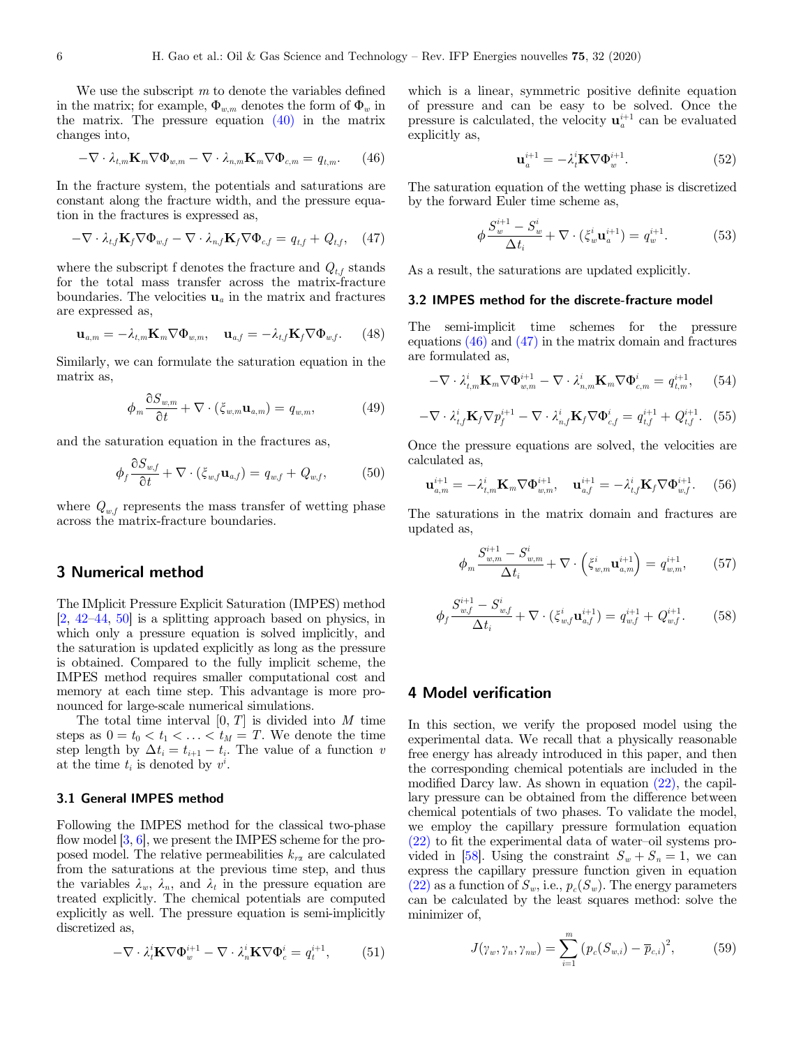We use the subscript $m$ to denote the variables defined in the matrix; for example, $\Phi_{w,m}$ denotes the form of $\Phi_w$ in the matrix. The pressure equation (40) in the matrix changes into,

$$-\nabla \cdot \lambda_{t,m}\mathbf{K}_m\nabla\Phi_{w,m} - \nabla \cdot \lambda_{n,m}\mathbf{K}_m\nabla\Phi_{c,m} = q_{t,m}. \tag{46}$$

In the fracture system, the potentials and saturations are constant along the fracture width, and the pressure equation in the fractures is expressed as,

$$-\nabla \cdot \lambda_{t,f}\mathbf{K}_f\nabla\Phi_{w,f} - \nabla \cdot \lambda_{n,f}\mathbf{K}_f\nabla\Phi_{c,f} = q_{t,f} + Q_{t,f}, \tag{47}$$

where the subscript f denotes the fracture and $Q_{t,f}$ stands for the total mass transfer across the matrix-fracture boundaries. The velocities $\mathbf{u}_a$ in the matrix and fractures are expressed as,

$$\mathbf{u}_{a,m} = -\lambda_{t,m}\mathbf{K}_m\nabla\Phi_{w,m}, \quad \mathbf{u}_{a,f} = -\lambda_{t,f}\mathbf{K}_f\nabla\Phi_{w,f}. \tag{48}$$

Similarly, we can formulate the saturation equation in the matrix as,

$$\phi_m\frac{\partial S_{w,m}}{\partial t} + \nabla \cdot (\xi_{w,m}\mathbf{u}_{a,m}) = q_{w,m}, \tag{49}$$

and the saturation equation in the fractures as,

$$\phi_f\frac{\partial S_{w,f}}{\partial t} + \nabla \cdot (\xi_{w,f}\mathbf{u}_{a,f}) = q_{w,f} + Q_{w,f}, \tag{50}$$

where $Q_{w,f}$ represents the mass transfer of wetting phase across the matrix-fracture boundaries.

## 3 Numerical method

The IMplicit Pressure Explicit Saturation (IMPES) method [2, 42–44, 50] is a splitting approach based on physics, in which only a pressure equation is solved implicitly, and the saturation is updated explicitly as long as the pressure is obtained. Compared to the fully implicit scheme, the IMPES method requires smaller computational cost and memory at each time step. This advantage is more pronounced for large-scale numerical simulations.

The total time interval $[0, T]$ is divided into $M$ time steps as $0 = t_0 < t_1 < \ldots < t_M = T$. We denote the time step length by $\Delta t_i = t_{i+1} - t_i$. The value of a function $v$ at the time $t_i$ is denoted by $v^i$.

### 3.1 General IMPES method

Following the IMPES method for the classical two-phase flow model [3, 6], we present the IMPES scheme for the proposed model. The relative permeabilities $k_{r\alpha}$ are calculated from the saturations at the previous time step, and thus the variables $\lambda_w$, $\lambda_n$, and $\lambda_t$ in the pressure equation are treated explicitly. The chemical potentials are computed explicitly as well. The pressure equation is semi-implicitly discretized as,

$$-\nabla \cdot \lambda_t^i\mathbf{K}\nabla\Phi_w^{i+1} - \nabla \cdot \lambda_n^i\mathbf{K}\nabla\Phi_c^i = q_t^{i+1}, \tag{51}$$

which is a linear, symmetric positive definite equation of pressure and can be easy to be solved. Once the pressure is calculated, the velocity $\mathbf{u}_a^{i+1}$ can be evaluated explicitly as,

$$\mathbf{u}_a^{i+1} = -\lambda_t^i\mathbf{K}\nabla\Phi_w^{i+1}. \tag{52}$$

The saturation equation of the wetting phase is discretized by the forward Euler time scheme as,

$$\phi\frac{S_w^{i+1} - S_w^i}{\Delta t_i} + \nabla \cdot (\xi_w^i\mathbf{u}_a^{i+1}) = q_w^{i+1}. \tag{53}$$

As a result, the saturations are updated explicitly.

### 3.2 IMPES method for the discrete-fracture model

The semi-implicit time schemes for the pressure equations (46) and (47) in the matrix domain and fractures are formulated as,

$$-\nabla \cdot \lambda_{t,m}^i\mathbf{K}_m\nabla\Phi_{w,m}^{i+1} - \nabla \cdot \lambda_{n,m}^i\mathbf{K}_m\nabla\Phi_{c,m}^i = q_{t,m}^{i+1}, \tag{54}$$

$$-\nabla \cdot \lambda_{t,f}^i\mathbf{K}_f\nabla p_f^{i+1} - \nabla \cdot \lambda_{n,f}^i\mathbf{K}_f\nabla\Phi_{c,f}^i = q_{t,f}^{i+1} + Q_{t,f}^{i+1}. \tag{55}$$

Once the pressure equations are solved, the velocities are calculated as,

$$\mathbf{u}_{a,m}^{i+1} = -\lambda_{t,m}^i\mathbf{K}_m\nabla\Phi_{w,m}^{i+1}, \quad \mathbf{u}_{a,f}^{i+1} = -\lambda_{t,f}^i\mathbf{K}_f\nabla\Phi_{w,f}^{i+1}. \tag{56}$$

The saturations in the matrix domain and fractures are updated as,

$$\phi_m\frac{S_{w,m}^{i+1} - S_{w,m}^i}{\Delta t_i} + \nabla \cdot \left(\xi_{w,m}^i\mathbf{u}_{a,m}^{i+1}\right) = q_{w,m}^{i+1}, \tag{57}$$

$$\phi_f\frac{S_{w,f}^{i+1} - S_{w,f}^i}{\Delta t_i} + \nabla \cdot (\xi_{w,f}^i\mathbf{u}_{a,f}^{i+1}) = q_{w,f}^{i+1} + Q_{w,f}^{i+1}. \tag{58}$$

## 4 Model verification

In this section, we verify the proposed model using the experimental data. We recall that a physically reasonable free energy has already introduced in this paper, and then the corresponding chemical potentials are included in the modified Darcy law. As shown in equation (22), the capillary pressure can be obtained from the difference between chemical potentials of two phases. To validate the model, we employ the capillary pressure formulation equation (22) to fit the experimental data of water–oil systems provided in [58]. Using the constraint $S_w + S_n = 1$, we can express the capillary pressure function given in equation (22) as a function of $S_w$, i.e., $p_c(S_w)$. The energy parameters can be calculated by the least squares method: solve the minimizer of,

$$J(\gamma_w, \gamma_n, \gamma_{nw}) = \sum_{i=1}^{m}\left(p_c(S_{w,i}) - \overline{p}_{c,i}\right)^2, \tag{59}$$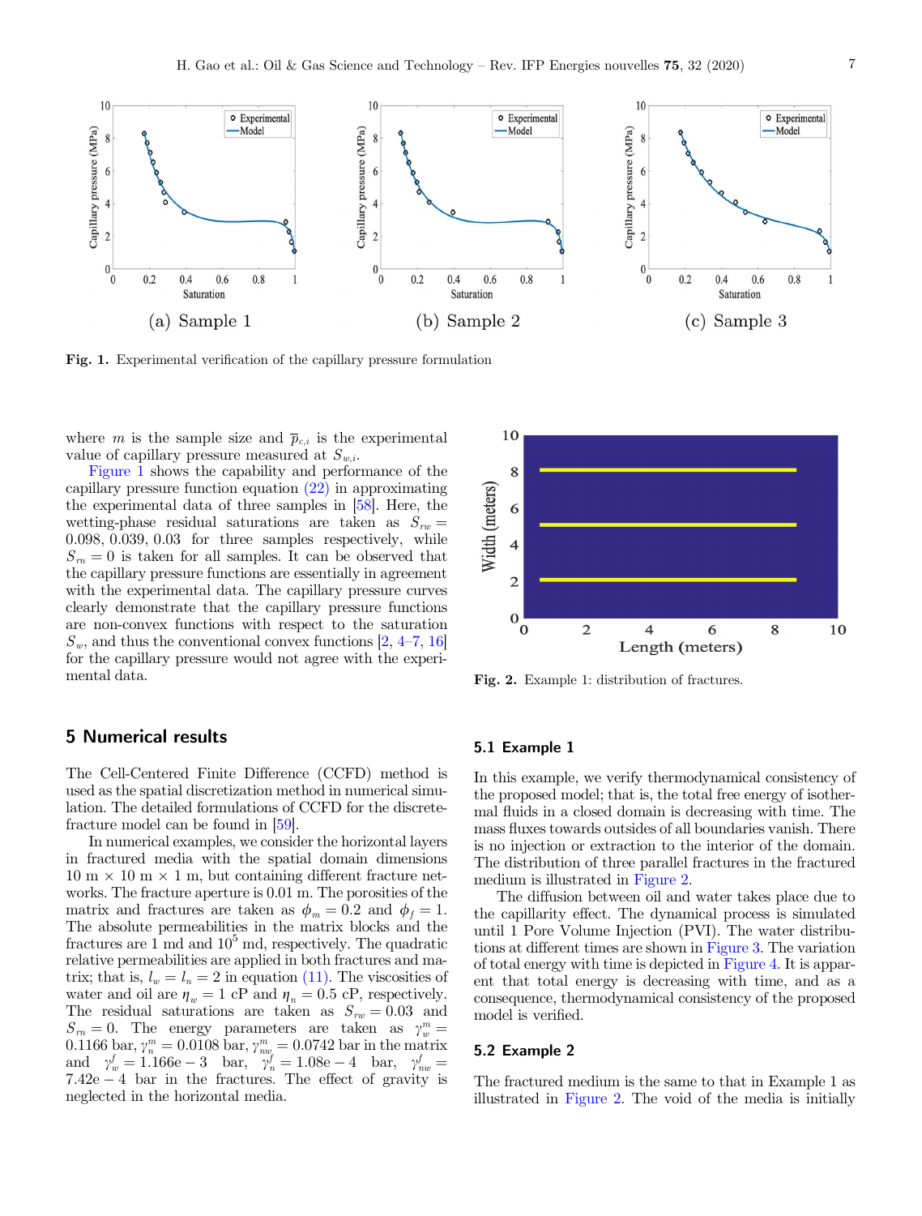(a) Sample 1 (b) Sample 2 (c) Sample 3

**Fig. 1.** Experimental verification of the capillary pressure formulation

where $m$ is the sample size and $\overline{p}_{c,i}$ is the experimental value of capillary pressure measured at $S_{w,i}$.

Figure 1 shows the capability and performance of the capillary pressure function equation (22) in approximating the experimental data of three samples in [58]. Here, the wetting-phase residual saturations are taken as $S_{rw} = 0.098, 0.039, 0.03$ for three samples respectively, while $S_{rn} = 0$ is taken for all samples. It can be observed that the capillary pressure functions are essentially in agreement with the experimental data. The capillary pressure curves clearly demonstrate that the capillary pressure functions are non-convex functions with respect to the saturation $S_w$, and thus the conventional convex functions [2, 4–7, 16] for the capillary pressure would not agree with the experimental data.

## 5 Numerical results

The Cell-Centered Finite Difference (CCFD) method is used as the spatial discretization method in numerical simulation. The detailed formulations of CCFD for the discrete-fracture model can be found in [59].

In numerical examples, we consider the horizontal layers in fractured media with the spatial domain dimensions 10 m × 10 m × 1 m, but containing different fracture networks. The fracture aperture is 0.01 m. The porosities of the matrix and fractures are taken as $\phi_m = 0.2$ and $\phi_f = 1$. The absolute permeabilities in the matrix blocks and the fractures are 1 md and $10^5$ md, respectively. The quadratic relative permeabilities are applied in both fractures and matrix; that is, $l_w = l_n = 2$ in equation (11). The viscosities of water and oil are $\eta_w = 1$ cP and $\eta_n = 0.5$ cP, respectively. The residual saturations are taken as $S_{rw} = 0.03$ and $S_{rn} = 0$. The energy parameters are taken as $\gamma_w^m = 0.1166$ bar, $\gamma_n^m = 0.0108$ bar, $\gamma_{nw}^m = 0.0742$ bar in the matrix and $\gamma_w^f = 1.166\text{e}-3$ bar, $\gamma_n^f = 1.08\text{e}-4$ bar, $\gamma_{nw}^f = 7.42\text{e}-4$ bar in the fractures. The effect of gravity is neglected in the horizontal media.

**Fig. 2.** Example 1: distribution of fractures.

### 5.1 Example 1

In this example, we verify thermodynamical consistency of the proposed model; that is, the total free energy of isothermal fluids in a closed domain is decreasing with time. The mass fluxes towards outsides of all boundaries vanish. There is no injection or extraction to the interior of the domain. The distribution of three parallel fractures in the fractured medium is illustrated in Figure 2.

The diffusion between oil and water takes place due to the capillarity effect. The dynamical process is simulated until 1 Pore Volume Injection (PVI). The water distributions at different times are shown in Figure 3. The variation of total energy with time is depicted in Figure 4. It is apparent that total energy is decreasing with time, and as a consequence, thermodynamical consistency of the proposed model is verified.

### 5.2 Example 2

The fractured medium is the same to that in Example 1 as illustrated in Figure 2. The void of the media is initially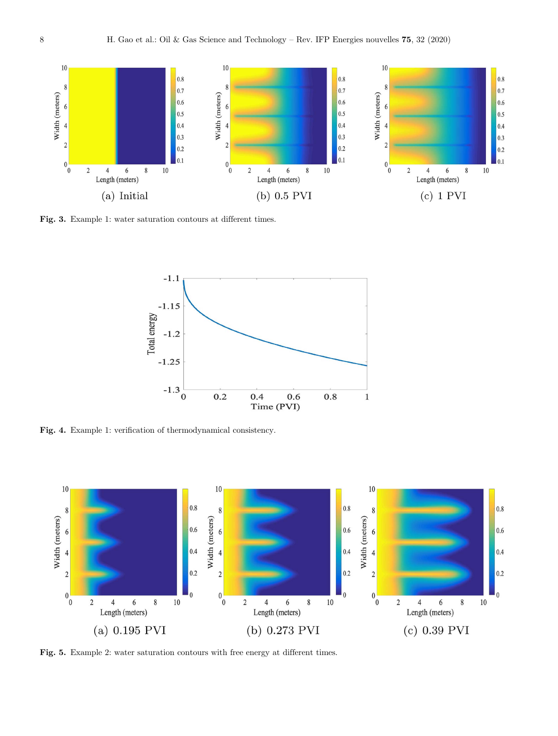Fig. 3. Example 1: water saturation contours at different times.

Fig. 4. Example 1: verification of thermodynamical consistency.

Fig. 5. Example 2: water saturation contours with free energy at different times.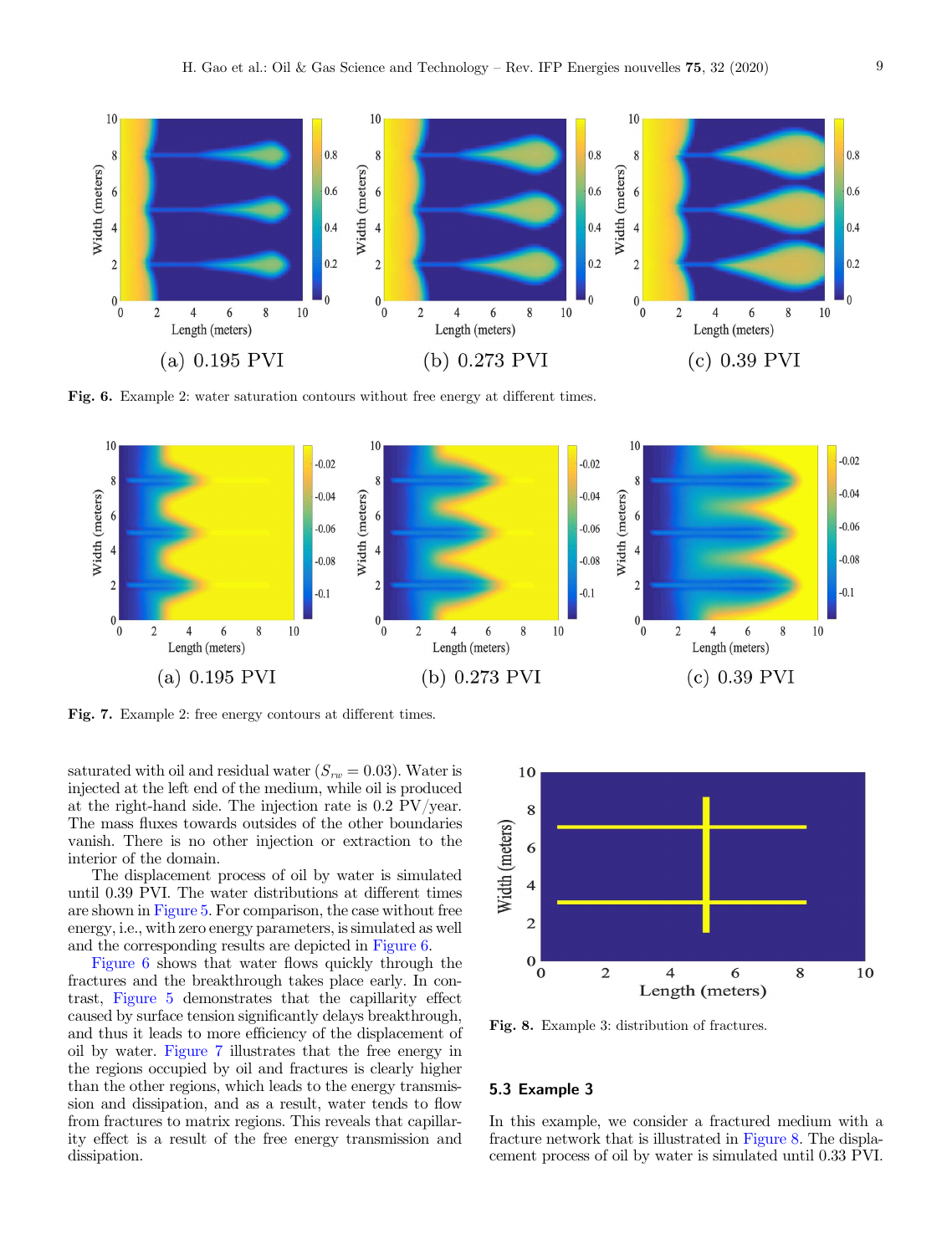Fig. 6. Example 2: water saturation contours without free energy at different times.

Fig. 7. Example 2: free energy contours at different times.

saturated with oil and residual water ($S_{rw} = 0.03$). Water is injected at the left end of the medium, while oil is produced at the right-hand side. The injection rate is 0.2 PV/year. The mass fluxes towards outsides of the other boundaries vanish. There is no other injection or extraction to the interior of the domain.

The displacement process of oil by water is simulated until 0.39 PVI. The water distributions at different times are shown in Figure 5. For comparison, the case without free energy, i.e., with zero energy parameters, is simulated as well and the corresponding results are depicted in Figure 6.

Figure 6 shows that water flows quickly through the fractures and the breakthrough takes place early. In contrast, Figure 5 demonstrates that the capillarity effect caused by surface tension significantly delays breakthrough, and thus it leads to more efficiency of the displacement of oil by water. Figure 7 illustrates that the free energy in the regions occupied by oil and fractures is clearly higher than the other regions, which leads to the energy transmission and dissipation and as a result, water tends to flow from fractures to matrix regions. This reveals that capillarity effect is a result of the free energy transmission and dissipation.

Fig. 8. Example 3: distribution of fractures.

### 5.3 Example 3

In this example, we consider a fractured medium with a fracture network that is illustrated in Figure 8. The displacement process of oil by water is simulated until 0.33 PVI.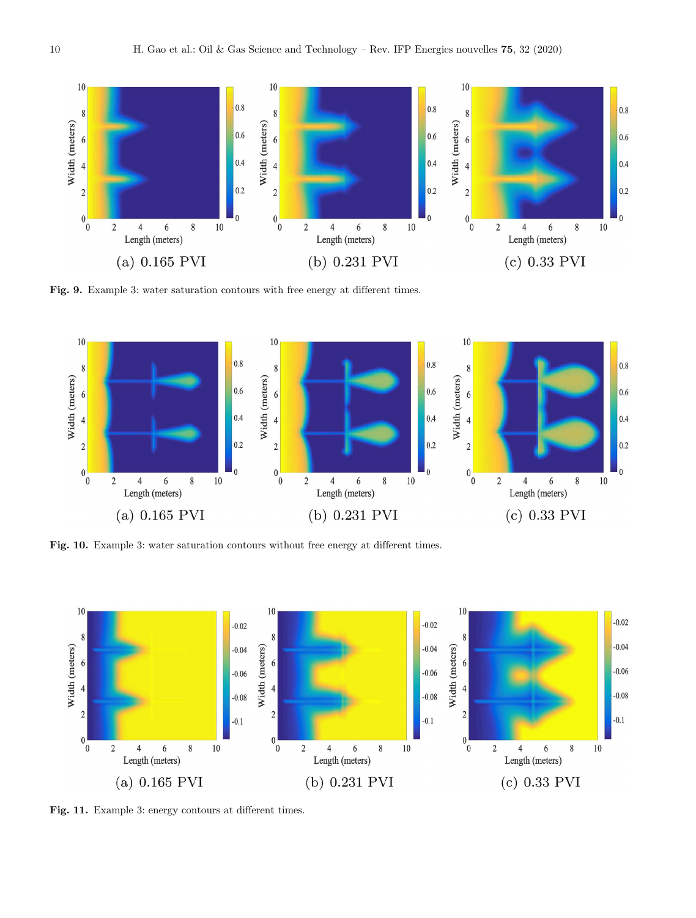(a) 0.165 PVI

(b) 0.231 PVI

(c) 0.33 PVI

**Fig. 9.** Example 3: water saturation contours with free energy at different times.

(a) 0.165 PVI

(b) 0.231 PVI

(c) 0.33 PVI

**Fig. 10.** Example 3: water saturation contours without free energy at different times.

(a) 0.165 PVI

(b) 0.231 PVI

(c) 0.33 PVI

**Fig. 11.** Example 3: energy contours at different times.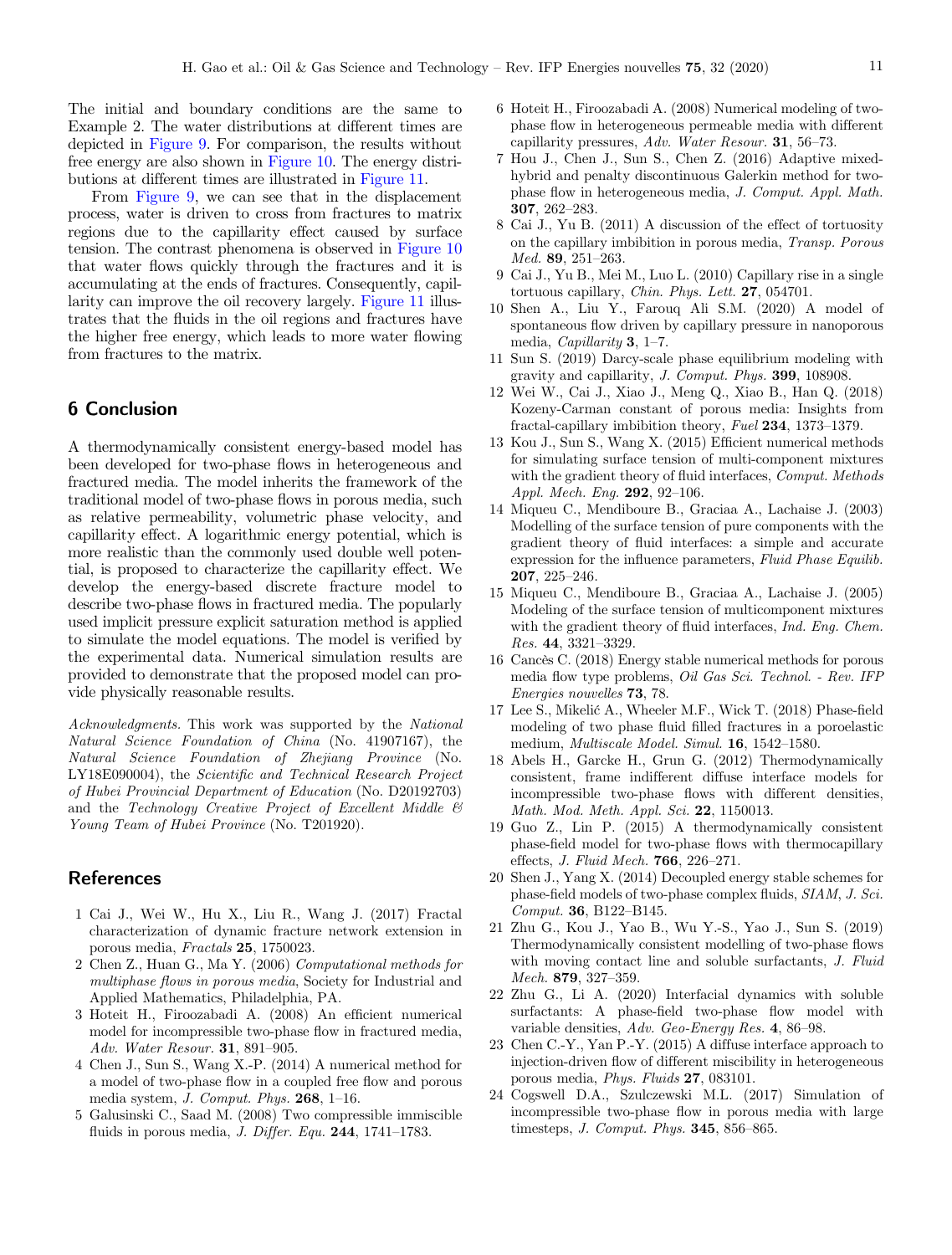The initial and boundary conditions are the same to Example 2. The water distributions at different times are depicted in Figure 9. For comparison, the results without free energy are also shown in Figure 10. The energy distributions at different times are illustrated in Figure 11.

From Figure 9, we can see that in the displacement process, water is driven to cross from fractures to matrix regions due to the capillarity effect caused by surface tension. The contrast phenomena is observed in Figure 10 that water flows quickly through the fractures and it is accumulating at the ends of fractures. Consequently, capillarity can improve the oil recovery largely. Figure 11 illustrates that the fluids in the oil regions and fractures have the higher free energy, which leads to more water flowing from fractures to the matrix.

## 6 Conclusion

A thermodynamically consistent energy-based model has been developed for two-phase flows in heterogeneous and fractured media. The model inherits the framework of the traditional model of two-phase flows in porous media, such as relative permeability, volumetric phase velocity, and capillarity effect. A logarithmic energy potential, which is more realistic than the commonly used double well potential, is proposed to characterize the capillarity effect. We develop the energy-based discrete fracture model to describe two-phase flows in fractured media. The popularly used implicit pressure explicit saturation method is applied to simulate the model equations. The model is verified by the experimental data. Numerical simulation results are provided to demonstrate that the proposed model can provide physically reasonable results.

*Acknowledgments.* This work was supported by the *National Natural Science Foundation of China* (No. 41907167), the *Natural Science Foundation of Zhejiang Province* (No. LY18E090004), the *Scientific and Technical Research Project of Hubei Provincial Department of Education* (No. D20192703) and the *Technology Creative Project of Excellent Middle & Young Team of Hubei Province* (No. T201920).

## References

1. Cai J., Wei W., Hu X., Liu R., Wang J. (2017) Fractal characterization of dynamic fracture network extension in porous media, *Fractals* **25**, 1750023.
2. Chen Z., Huan G., Ma Y. (2006) *Computational methods for multiphase flows in porous media*, Society for Industrial and Applied Mathematics, Philadelphia, PA.
3. Hoteit H., Firoozabadi A. (2008) An efficient numerical model for incompressible two-phase flow in fractured media, *Adv. Water Resour.* **31**, 891–905.
4. Chen J., Sun S., Wang X.-P. (2014) A numerical method for a model of two-phase flow in a coupled free flow and porous media system, *J. Comput. Phys.* **268**, 1–16.
5. Galusinski C., Saad M. (2008) Two compressible immiscible fluids in porous media, *J. Differ. Equ.* **244**, 1741–1783.
6. Hoteit H., Firoozabadi A. (2008) Numerical modeling of two-phase flow in heterogeneous permeable media with different capillarity pressures, *Adv. Water Resour.* **31**, 56–73.
7. Hou J., Chen J., Sun S., Chen Z. (2016) Adaptive mixed-hybrid and penalty discontinuous Galerkin method for two-phase flow in heterogeneous media, *J. Comput. Appl. Math.* **307**, 262–283.
8. Cai J., Yu B. (2011) A discussion of the effect of tortuosity on the capillary imbibition in porous media, *Transp. Porous Med.* **89**, 251–263.
9. Cai J., Yu B., Mei M., Luo L. (2010) Capillary rise in a single tortuous capillary, *Chin. Phys. Lett.* **27**, 054701.
10. Shen A., Liu Y., Farouq Ali S.M. (2020) A model of spontaneous flow driven by capillary pressure in nanoporous media, *Capillarity* **3**, 1–7.
11. Sun S. (2019) Darcy-scale phase equilibrium modeling with gravity and capillarity, *J. Comput. Phys.* **399**, 108908.
12. Wei W., Cai J., Xiao J., Meng Q., Xiao B., Han Q. (2018) Kozeny-Carman constant of porous media: Insights from fractal-capillary imbibition theory, *Fuel* **234**, 1373–1379.
13. Kou J., Sun S., Wang X. (2015) Efficient numerical methods for simulating surface tension of multi-component mixtures with the gradient theory of fluid interfaces, *Comput. Methods Appl. Mech. Eng.* **292**, 92–106.
14. Miqueu C., Mendiboure B., Graciaa A., Lachaise J. (2003) Modelling of the surface tension of pure components with the gradient theory of fluid interfaces: a simple and accurate expression for the influence parameters, *Fluid Phase Equilib.* **207**, 225–246.
15. Miqueu C., Mendiboure B., Graciaa A., Lachaise J. (2005) Modeling of the surface tension of multicomponent mixtures with the gradient theory of fluid interfaces, *Ind. Eng. Chem. Res.* **44**, 3321–3329.
16. Cancès C. (2018) Energy stable numerical methods for porous media flow type problems, *Oil Gas Sci. Technol. - Rev. IFP Energies nouvelles* **73**, 78.
17. Lee S., Mikelić A., Wheeler M.F., Wick T. (2018) Phase-field modeling of two phase fluid filled fractures in a poroelastic medium, *Multiscale Model. Simul.* **16**, 1542–1580.
18. Abels H., Garcke H., Grun G. (2012) Thermodynamically consistent, frame indifferent diffuse interface models for incompressible two-phase flows with different densities, *Math. Mod. Meth. Appl. Sci.* **22**, 1150013.
19. Guo Z., Lin P. (2015) A thermodynamically consistent phase-field model for two-phase flows with thermocapillary effects, *J. Fluid Mech.* **766**, 226–271.
20. Shen J., Yang X. (2014) Decoupled energy stable schemes for phase-field models of two-phase complex fluids, *SIAM, J. Sci. Comput.* **36**, B122–B145.
21. Zhu G., Kou J., Yao B., Wu Y.-S., Yao J., Sun S. (2019) Thermodynamically consistent modelling of two-phase flows with moving contact line and soluble surfactants, *J. Fluid Mech.* **879**, 327–359.
22. Zhu G., Li A. (2020) Interfacial dynamics with soluble surfactants: A phase-field two-phase flow model with variable densities, *Adv. Geo-Energy Res.* **4**, 86–98.
23. Chen C.-Y., Yan P.-Y. (2015) A diffuse interface approach to injection-driven flow of different miscibility in heterogeneous porous media, *Phys. Fluids* **27**, 083101.
24. Cogswell D.A., Szulczewski M.L. (2017) Simulation of incompressible two-phase flow in porous media with large timesteps, *J. Comput. Phys.* **345**, 856–865.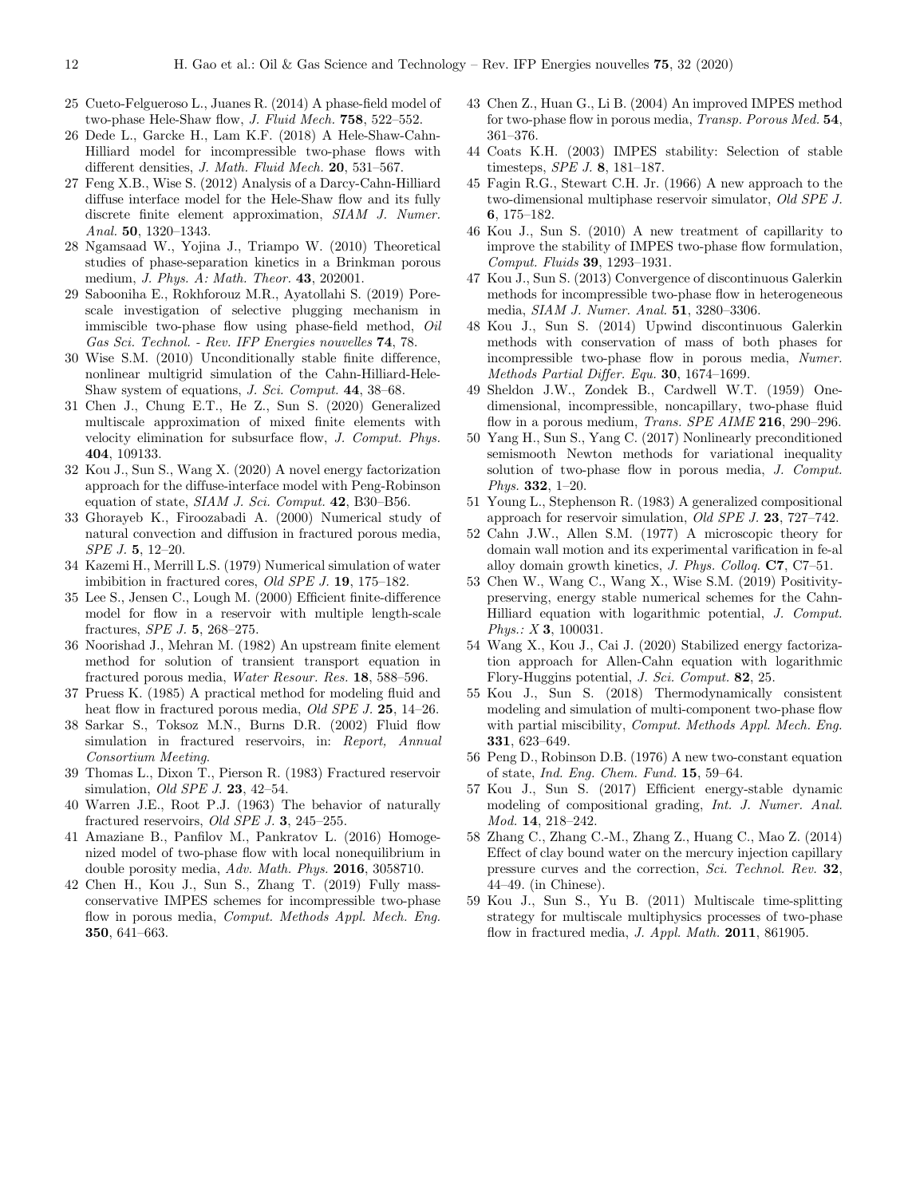25 Cueto-Felgueroso L., Juanes R. (2014) A phase-field model of two-phase Hele-Shaw flow, *J. Fluid Mech.* **758**, 522–552.

26 Dede L., Garcke H., Lam K.F. (2018) A Hele-Shaw-Cahn-Hilliard model for incompressible two-phase flows with different densities, *J. Math. Fluid Mech.* **20**, 531–567.

27 Feng X.B., Wise S. (2012) Analysis of a Darcy-Cahn-Hilliard diffuse interface model for the Hele-Shaw flow and its fully discrete finite element approximation, *SIAM J. Numer. Anal.* **50**, 1320–1343.

28 Ngamsaad W., Yojina J., Triampo W. (2010) Theoretical studies of phase-separation kinetics in a Brinkman porous medium, *J. Phys. A: Math. Theor.* **43**, 202001.

29 Sabooniha E., Rokhforouz M.R., Ayatollahi S. (2019) Pore-scale investigation of selective plugging mechanism in immiscible two-phase flow using phase-field method, *Oil Gas Sci. Technol. - Rev. IFP Energies nouvelles* **74**, 78.

30 Wise S.M. (2010) Unconditionally stable finite difference, nonlinear multigrid simulation of the Cahn-Hilliard-Hele-Shaw system of equations, *J. Sci. Comput.* **44**, 38–68.

31 Chen J., Chung E.T., He Z., Sun S. (2020) Generalized multiscale approximation of mixed finite elements with velocity elimination for subsurface flow, *J. Comput. Phys.* **404**, 109133.

32 Kou J., Sun S., Wang X. (2020) A novel energy factorization approach for the diffuse-interface model with Peng-Robinson equation of state, *SIAM J. Sci. Comput.* **42**, B30–B56.

33 Ghorayeb K., Firoozabadi A. (2000) Numerical study of natural convection and diffusion in fractured porous media, *SPE J.* **5**, 12–20.

34 Kazemi H., Merrill L.S. (1979) Numerical simulation of water imbibition in fractured cores, *Old SPE J.* **19**, 175–182.

35 Lee S., Jensen C., Lough M. (2000) Efficient finite-difference model for flow in a reservoir with multiple length-scale fractures, *SPE J.* **5**, 268–275.

36 Noorishad J., Mehran M. (1982) An upstream finite element method for solution of transient transport equation in fractured porous media, *Water Resour. Res.* **18**, 588–596.

37 Pruess K. (1985) A practical method for modeling fluid and heat flow in fractured porous media, *Old SPE J.* **25**, 14–26.

38 Sarkar S., Toksoz M.N., Burns D.R. (2002) Fluid flow simulation in fractured reservoirs, in: *Report, Annual Consortium Meeting*.

39 Thomas L., Dixon T., Pierson R. (1983) Fractured reservoir simulation, *Old SPE J.* **23**, 42–54.

40 Warren J.E., Root P.J. (1963) The behavior of naturally fractured reservoirs, *Old SPE J.* **3**, 245–255.

41 Amaziane B., Panfilov M., Pankratov L. (2016) Homogenized model of two-phase flow with local nonequilibrium in double porosity media, *Adv. Math. Phys.* **2016**, 3058710.

42 Chen H., Kou J., Sun S., Zhang T. (2019) Fully mass-conservative IMPES schemes for incompressible two-phase flow in porous media, *Comput. Methods Appl. Mech. Eng.* **350**, 641–663.

43 Chen Z., Huan G., Li B. (2004) An improved IMPES method for two-phase flow in porous media, *Transp. Porous Med.* **54**, 361–376.

44 Coats K.H. (2003) IMPES stability: Selection of stable timesteps, *SPE J.* **8**, 181–187.

45 Fagin R.G., Stewart C.H. Jr. (1966) A new approach to the two-dimensional multiphase reservoir simulator, *Old SPE J.* **6**, 175–182.

46 Kou J., Sun S. (2010) A new treatment of capillarity to improve the stability of IMPES two-phase flow formulation, *Comput. Fluids* **39**, 1293–1931.

47 Kou J., Sun S. (2013) Convergence of discontinuous Galerkin methods for incompressible two-phase flow in heterogeneous media, *SIAM J. Numer. Anal.* **51**, 3280–3306.

48 Kou J., Sun S. (2014) Upwind discontinuous Galerkin methods with conservation of mass of both phases for incompressible two-phase flow in porous media, *Numer. Methods Partial Differ. Equ.* **30**, 1674–1699.

49 Sheldon J.W., Zondek B., Cardwell W.T. (1959) One-dimensional, incompressible, noncapillary, two-phase fluid flow in a porous medium, *Trans. SPE AIME* **216**, 290–296.

50 Yang H., Sun S., Yang C. (2017) Nonlinearly preconditioned semismooth Newton methods for variational inequality solution of two-phase flow in porous media, *J. Comput. Phys.* **332**, 1–20.

51 Young L., Stephenson R. (1983) A generalized compositional approach for reservoir simulation, *Old SPE J.* **23**, 727–742.

52 Cahn J.W., Allen S.M. (1977) A microscopic theory for domain wall motion and its experimental varification in fe-al alloy domain growth kinetics, *J. Phys. Colloq.* **C7**, C7–51.

53 Chen W., Wang C., Wang X., Wise S.M. (2019) Positivity-preserving, energy stable numerical schemes for the Cahn-Hilliard equation with logarithmic potential, *J. Comput. Phys.: X* **3**, 100031.

54 Wang X., Kou J., Cai J. (2020) Stabilized energy factorization approach for Allen-Cahn equation with logarithmic Flory-Huggins potential, *J. Sci. Comput.* **82**, 25.

55 Kou J., Sun S. (2018) Thermodynamically consistent modeling and simulation of multi-component two-phase flow with partial miscibility, *Comput. Methods Appl. Mech. Eng.* **331**, 623–649.

56 Peng D., Robinson D.B. (1976) A new two-constant equation of state, *Ind. Eng. Chem. Fund.* **15**, 59–64.

57 Kou J., Sun S. (2017) Efficient energy-stable dynamic modeling of compositional grading, *Int. J. Numer. Anal. Mod.* **14**, 218–242.

58 Zhang C., Zhang C.-M., Zhang Z., Huang C., Mao Z. (2014) Effect of clay bound water on the mercury injection capillary pressure curves and the correction, *Sci. Technol. Rev.* **32**, 44–49. (in Chinese).

59 Kou J., Sun S., Yu B. (2011) Multiscale time-splitting strategy for multiscale multiphysics processes of two-phase flow in fractured media, *J. Appl. Math.* **2011**, 861905.